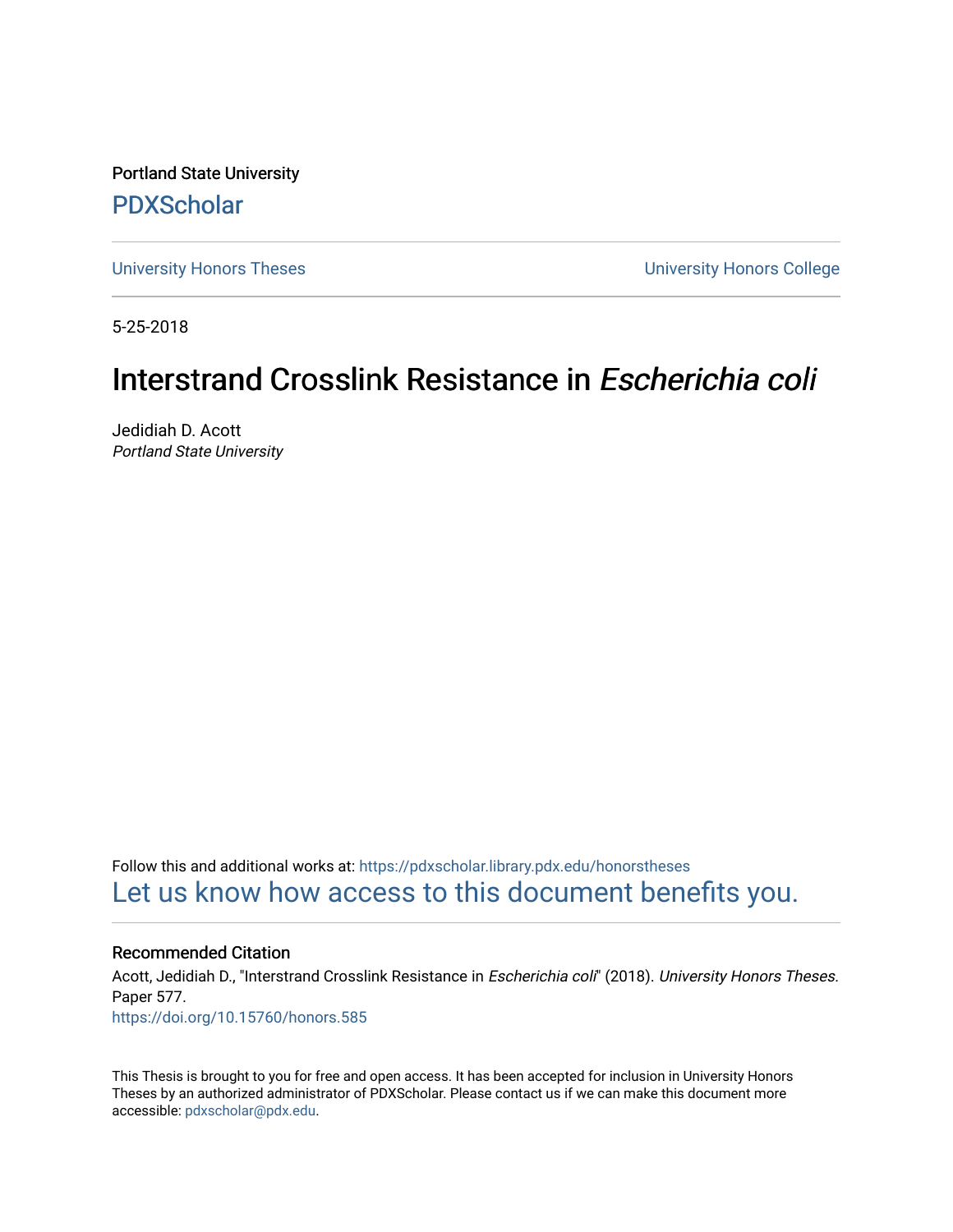Portland State University

PDXScholar

University Honors Theses

University Honors College

5-25-2018

# Interstrand Crosslink Resistance in *Escherichia coli*

Jedidiah D. Acott
*Portland State University*

Follow this and additional works at: https://pdxscholar.library.pdx.edu/honorstheses

Let us know how access to this document benefits you.

## Recommended Citation

Acott, Jedidiah D., "Interstrand Crosslink Resistance in *Escherichia coli*" (2018). *University Honors Theses.* Paper 577.
https://doi.org/10.15760/honors.585

This Thesis is brought to you for free and open access. It has been accepted for inclusion in University Honors Theses by an authorized administrator of PDXScholar. Please contact us if we can make this document more accessible: pdxscholar@pdx.edu.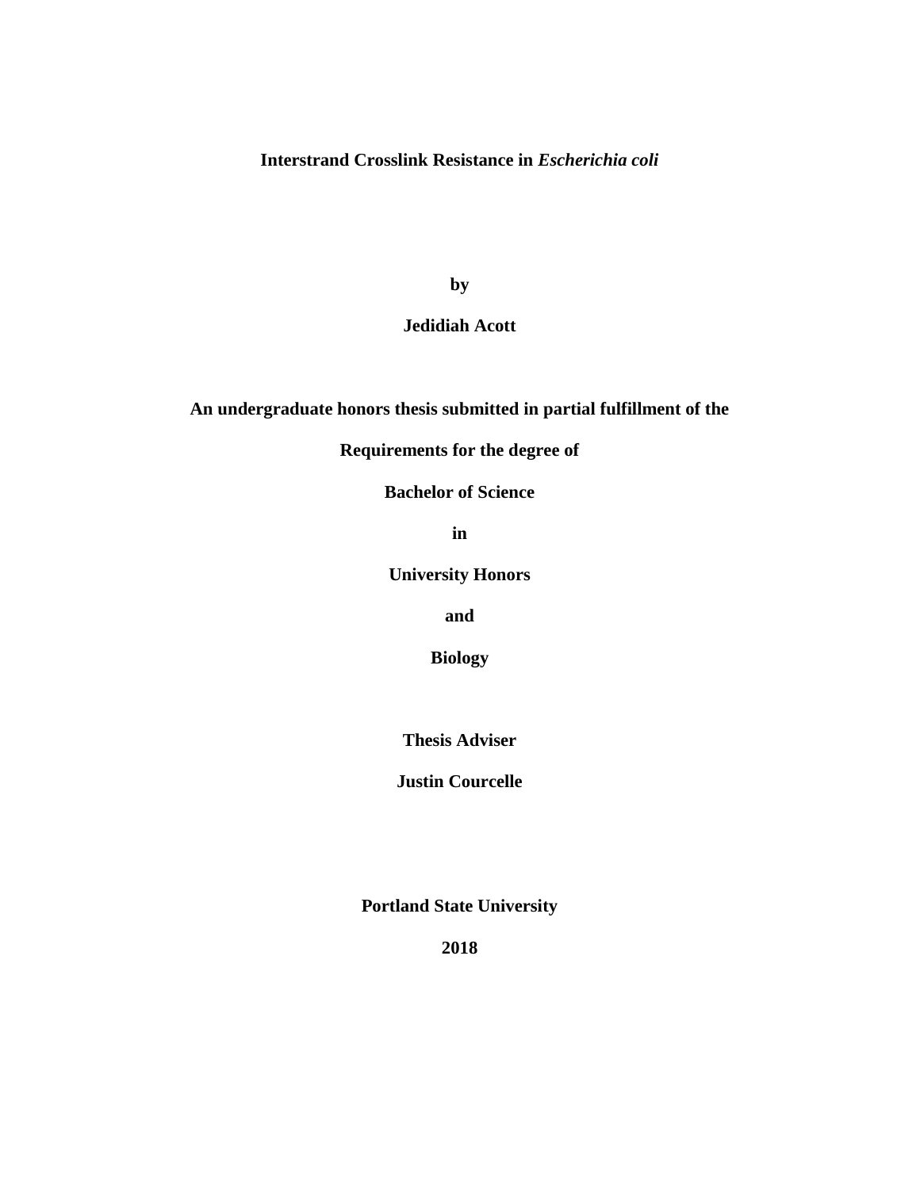# Interstrand Crosslink Resistance in *Escherichia coli*

**by**

**Jedidiah Acott**

**An undergraduate honors thesis submitted in partial fulfillment of the**

**Requirements for the degree of**

**Bachelor of Science**

**in**

**University Honors**

**and**

**Biology**

**Thesis Adviser**

**Justin Courcelle**

**Portland State University**

**2018**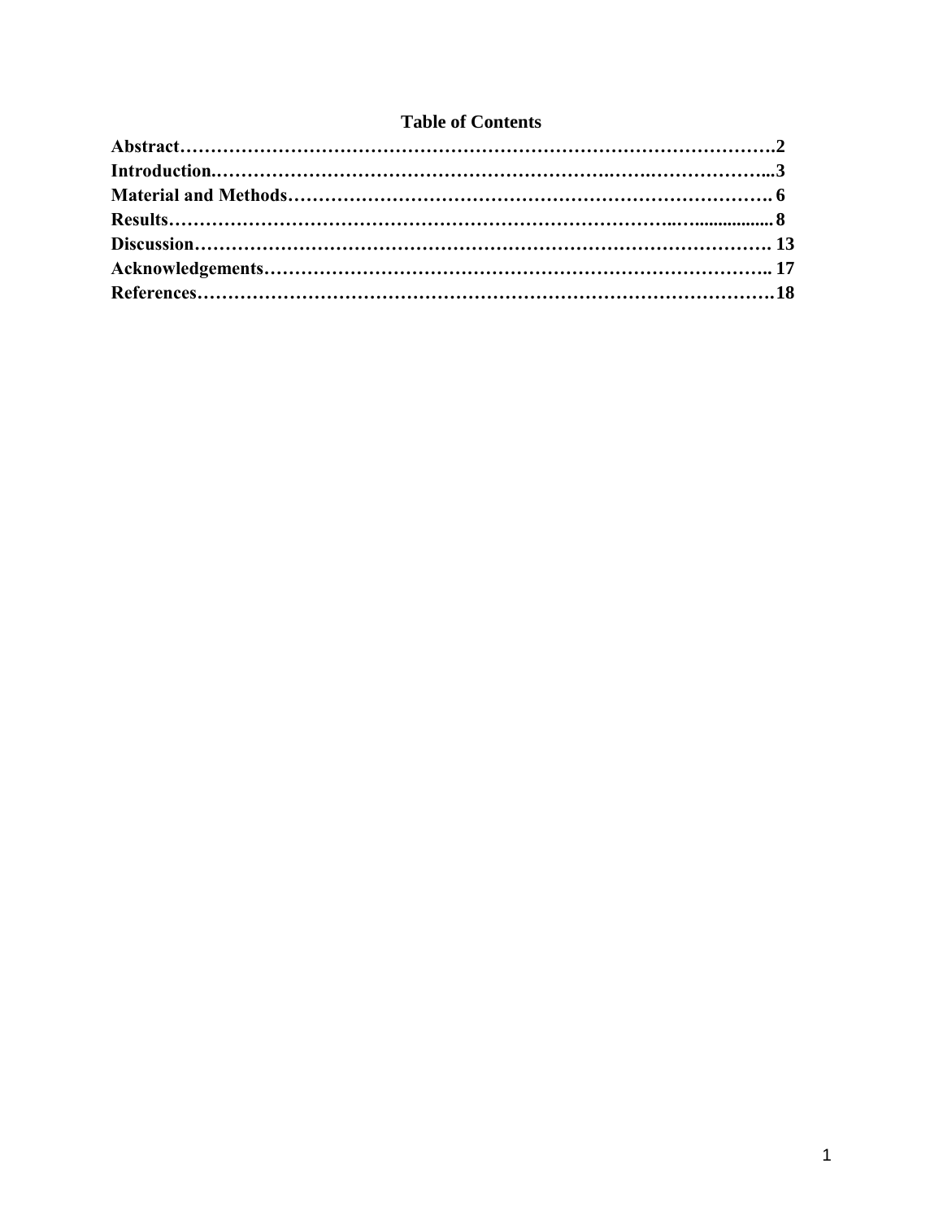## Table of Contents

**Abstract……………………………………………………………………………………….2**
**Introduction.……………………………………………………………….….…………….....3**
**Material and Methods………………………………………………………………………. 6**
**Results…………………………………………………………………………..…................. 8**
**Discussion………………………………………………………………………………… 13**
**Acknowledgements……………………………………………………………………….. 17**
**References………………………………………………………………………………….18**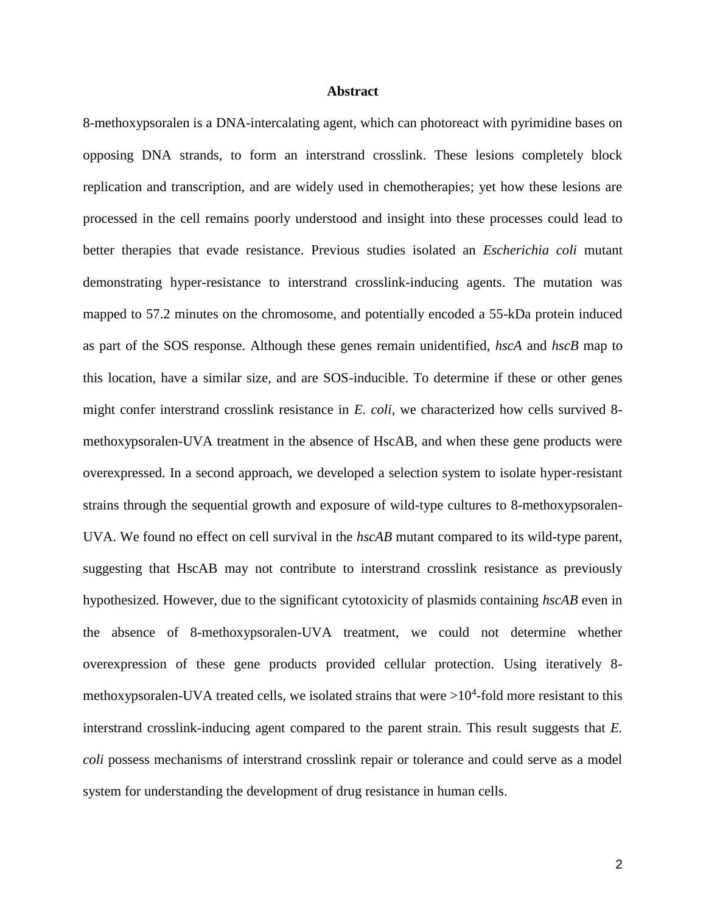## Abstract

8-methoxypsoralen is a DNA-intercalating agent, which can photoreact with pyrimidine bases on opposing DNA strands, to form an interstrand crosslink. These lesions completely block replication and transcription, and are widely used in chemotherapies; yet how these lesions are processed in the cell remains poorly understood and insight into these processes could lead to better therapies that evade resistance. Previous studies isolated an *Escherichia coli* mutant demonstrating hyper-resistance to interstrand crosslink-inducing agents. The mutation was mapped to 57.2 minutes on the chromosome, and potentially encoded a 55-kDa protein induced as part of the SOS response. Although these genes remain unidentified, *hscA* and *hscB* map to this location, have a similar size, and are SOS-inducible. To determine if these or other genes might confer interstrand crosslink resistance in *E. coli*, we characterized how cells survived 8-methoxypsoralen-UVA treatment in the absence of HscAB, and when these gene products were overexpressed. In a second approach, we developed a selection system to isolate hyper-resistant strains through the sequential growth and exposure of wild-type cultures to 8-methoxypsoralen-UVA. We found no effect on cell survival in the *hscAB* mutant compared to its wild-type parent, suggesting that HscAB may not contribute to interstrand crosslink resistance as previously hypothesized. However, due to the significant cytotoxicity of plasmids containing *hscAB* even in the absence of 8-methoxypsoralen-UVA treatment, we could not determine whether overexpression of these gene products provided cellular protection. Using iteratively 8-methoxypsoralen-UVA treated cells, we isolated strains that were $>10^4$-fold more resistant to this interstrand crosslink-inducing agent compared to the parent strain. This result suggests that *E. coli* possess mechanisms of interstrand crosslink repair or tolerance and could serve as a model system for understanding the development of drug resistance in human cells.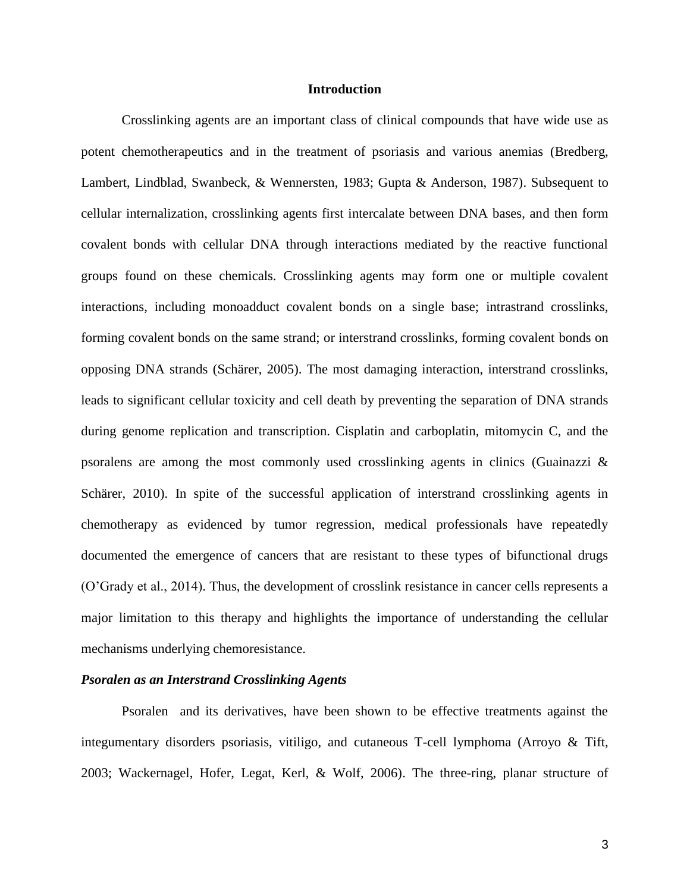## Introduction

Crosslinking agents are an important class of clinical compounds that have wide use as potent chemotherapeutics and in the treatment of psoriasis and various anemias (Bredberg, Lambert, Lindblad, Swanbeck, & Wennersten, 1983; Gupta & Anderson, 1987). Subsequent to cellular internalization, crosslinking agents first intercalate between DNA bases, and then form covalent bonds with cellular DNA through interactions mediated by the reactive functional groups found on these chemicals. Crosslinking agents may form one or multiple covalent interactions, including monoadduct covalent bonds on a single base; intrastrand crosslinks, forming covalent bonds on the same strand; or interstrand crosslinks, forming covalent bonds on opposing DNA strands (Schärer, 2005). The most damaging interaction, interstrand crosslinks, leads to significant cellular toxicity and cell death by preventing the separation of DNA strands during genome replication and transcription. Cisplatin and carboplatin, mitomycin C, and the psoralens are among the most commonly used crosslinking agents in clinics (Guainazzi & Schärer, 2010). In spite of the successful application of interstrand crosslinking agents in chemotherapy as evidenced by tumor regression, medical professionals have repeatedly documented the emergence of cancers that are resistant to these types of bifunctional drugs (O'Grady et al., 2014). Thus, the development of crosslink resistance in cancer cells represents a major limitation to this therapy and highlights the importance of understanding the cellular mechanisms underlying chemoresistance.

### *Psoralen as an Interstrand Crosslinking Agents*

Psoralen and its derivatives, have been shown to be effective treatments against the integumentary disorders psoriasis, vitiligo, and cutaneous T-cell lymphoma (Arroyo & Tift, 2003; Wackernagel, Hofer, Legat, Kerl, & Wolf, 2006). The three-ring, planar structure of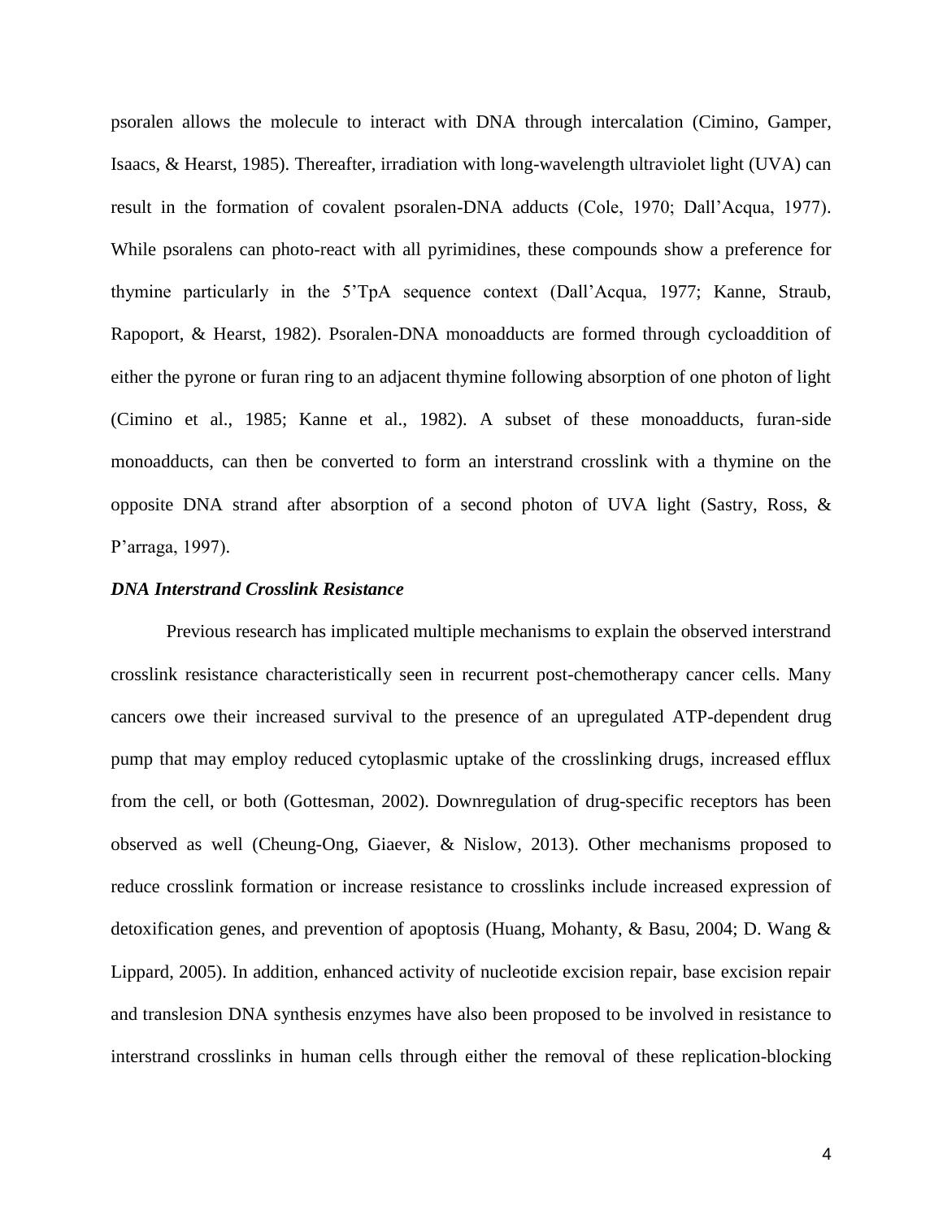psoralen allows the molecule to interact with DNA through intercalation (Cimino, Gamper, Isaacs, & Hearst, 1985). Thereafter, irradiation with long-wavelength ultraviolet light (UVA) can result in the formation of covalent psoralen-DNA adducts (Cole, 1970; Dall'Acqua, 1977). While psoralens can photo-react with all pyrimidines, these compounds show a preference for thymine particularly in the 5'TpA sequence context (Dall'Acqua, 1977; Kanne, Straub, Rapoport, & Hearst, 1982). Psoralen-DNA monoadducts are formed through cycloaddition of either the pyrone or furan ring to an adjacent thymine following absorption of one photon of light (Cimino et al., 1985; Kanne et al., 1982). A subset of these monoadducts, furan-side monoadducts, can then be converted to form an interstrand crosslink with a thymine on the opposite DNA strand after absorption of a second photon of UVA light (Sastry, Ross, & P'arraga, 1997).

### *DNA Interstrand Crosslink Resistance*

Previous research has implicated multiple mechanisms to explain the observed interstrand crosslink resistance characteristically seen in recurrent post-chemotherapy cancer cells. Many cancers owe their increased survival to the presence of an upregulated ATP-dependent drug pump that may employ reduced cytoplasmic uptake of the crosslinking drugs, increased efflux from the cell, or both (Gottesman, 2002). Downregulation of drug-specific receptors has been observed as well (Cheung-Ong, Giaever, & Nislow, 2013). Other mechanisms proposed to reduce crosslink formation or increase resistance to crosslinks include increased expression of detoxification genes, and prevention of apoptosis (Huang, Mohanty, & Basu, 2004; D. Wang & Lippard, 2005). In addition, enhanced activity of nucleotide excision repair, base excision repair and translesion DNA synthesis enzymes have also been proposed to be involved in resistance to interstrand crosslinks in human cells through either the removal of these replication-blocking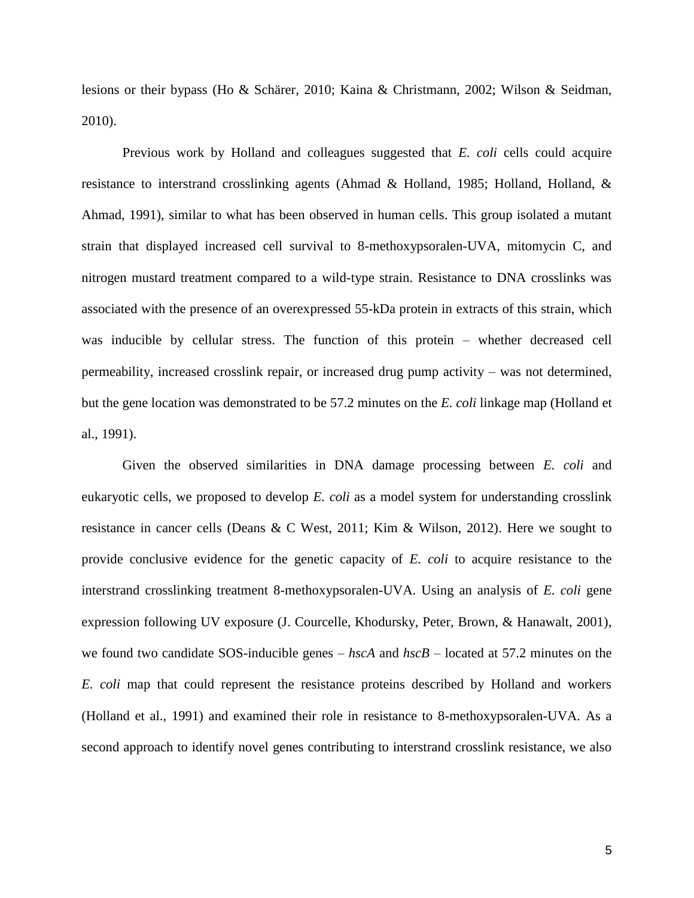lesions or their bypass (Ho & Schärer, 2010; Kaina & Christmann, 2002; Wilson & Seidman, 2010).

Previous work by Holland and colleagues suggested that *E. coli* cells could acquire resistance to interstrand crosslinking agents (Ahmad & Holland, 1985; Holland, Holland, & Ahmad, 1991), similar to what has been observed in human cells. This group isolated a mutant strain that displayed increased cell survival to 8-methoxypsoralen-UVA, mitomycin C, and nitrogen mustard treatment compared to a wild-type strain. Resistance to DNA crosslinks was associated with the presence of an overexpressed 55-kDa protein in extracts of this strain, which was inducible by cellular stress. The function of this protein – whether decreased cell permeability, increased crosslink repair, or increased drug pump activity – was not determined, but the gene location was demonstrated to be 57.2 minutes on the *E. coli* linkage map (Holland et al., 1991).

Given the observed similarities in DNA damage processing between *E. coli* and eukaryotic cells, we proposed to develop *E. coli* as a model system for understanding crosslink resistance in cancer cells (Deans & C West, 2011; Kim & Wilson, 2012). Here we sought to provide conclusive evidence for the genetic capacity of *E. coli* to acquire resistance to the interstrand crosslinking treatment 8-methoxypsoralen-UVA. Using an analysis of *E. coli* gene expression following UV exposure (J. Courcelle, Khodursky, Peter, Brown, & Hanawalt, 2001), we found two candidate SOS-inducible genes – *hscA* and *hscB* – located at 57.2 minutes on the *E. coli* map that could represent the resistance proteins described by Holland and workers (Holland et al., 1991) and examined their role in resistance to 8-methoxypsoralen-UVA. As a second approach to identify novel genes contributing to interstrand crosslink resistance, we also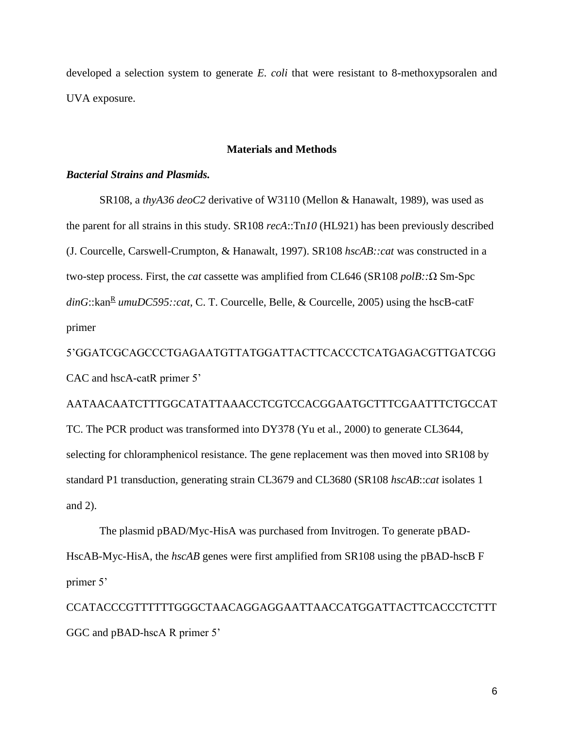developed a selection system to generate *E. coli* that were resistant to 8-methoxypsoralen and UVA exposure.

## Materials and Methods

### *Bacterial Strains and Plasmids.*

SR108, a *thyA36 deoC2* derivative of W3110 (Mellon & Hanawalt, 1989), was used as the parent for all strains in this study. SR108 *recA*::Tn*10* (HL921) has been previously described (J. Courcelle, Carswell-Crumpton, & Hanawalt, 1997). SR108 *hscAB::cat* was constructed in a two-step process. First, the *cat* cassette was amplified from CL646 (SR108 *polB::*Ω Sm-Spc *dinG*::kan$^{R}$ *umuDC595::cat*, C. T. Courcelle, Belle, & Courcelle, 2005) using the hscB-catF primer 5'GGATCGCAGCCCTGAGAATGTTATGGATTACTTCACCCTCATGAGACGTTGATCGGCAC and hscA-catR primer 5' AATAACAATCTTTGGCATATTAAACCTCGTCCACGGAATGCTTTCGAATTTCTGCCATTC. The PCR product was transformed into DY378 (Yu et al., 2000) to generate CL3644, selecting for chloramphenicol resistance. The gene replacement was then moved into SR108 by standard P1 transduction, generating strain CL3679 and CL3680 (SR108 *hscAB*::*cat* isolates 1 and 2).

The plasmid pBAD/Myc-HisA was purchased from Invitrogen. To generate pBAD-HscAB-Myc-HisA, the *hscAB* genes were first amplified from SR108 using the pBAD-hscB F primer 5' CCATACCCGTTTTTTGGGCTAACAGGAGGAATTAACCATGGATTACTTCACCCTCTTTGGC and pBAD-hscA R primer 5'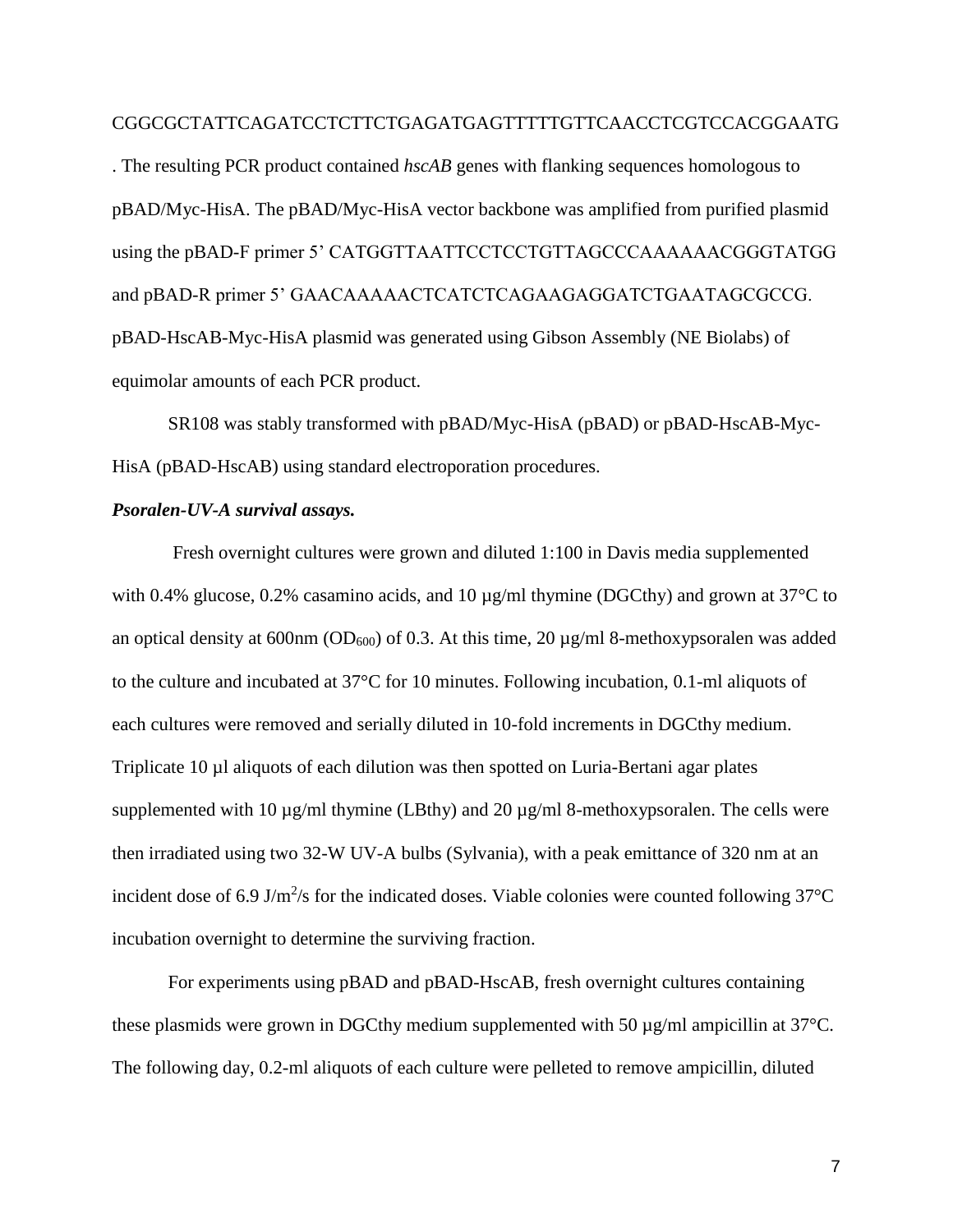CGGCGCTATTCAGATCCTCTTCTGAGATGAGTTTTTGTTCAACCTCGTCCACGGAATG. The resulting PCR product contained *hscAB* genes with flanking sequences homologous to pBAD/Myc-HisA. The pBAD/Myc-HisA vector backbone was amplified from purified plasmid using the pBAD-F primer 5' CATGGTTAATTCCTCCTGTTAGCCCAAAAAACGGGTATGG and pBAD-R primer 5' GAACAAAAACTCATCTCAGAAGAGGATCTGAATAGCGCCG. pBAD-HscAB-Myc-HisA plasmid was generated using Gibson Assembly (NE Biolabs) of equimolar amounts of each PCR product.

SR108 was stably transformed with pBAD/Myc-HisA (pBAD) or pBAD-HscAB-Myc-HisA (pBAD-HscAB) using standard electroporation procedures.

***Psoralen-UV-A survival assays.***

Fresh overnight cultures were grown and diluted 1:100 in Davis media supplemented with 0.4% glucose, 0.2% casamino acids, and 10 µg/ml thymine (DGCthy) and grown at 37°C to an optical density at 600nm ($OD_{600}$) of 0.3. At this time, 20 µg/ml 8-methoxypsoralen was added to the culture and incubated at 37°C for 10 minutes. Following incubation, 0.1-ml aliquots of each cultures were removed and serially diluted in 10-fold increments in DGCthy medium. Triplicate 10 µl aliquots of each dilution was then spotted on Luria-Bertani agar plates supplemented with 10 µg/ml thymine (LBthy) and 20 µg/ml 8-methoxypsoralen. The cells were then irradiated using two 32-W UV-A bulbs (Sylvania), with a peak emittance of 320 nm at an incident dose of 6.9 $J/m^2/s$ for the indicated doses. Viable colonies were counted following 37°C incubation overnight to determine the surviving fraction.

For experiments using pBAD and pBAD-HscAB, fresh overnight cultures containing these plasmids were grown in DGCthy medium supplemented with 50 µg/ml ampicillin at 37°C. The following day, 0.2-ml aliquots of each culture were pelleted to remove ampicillin, diluted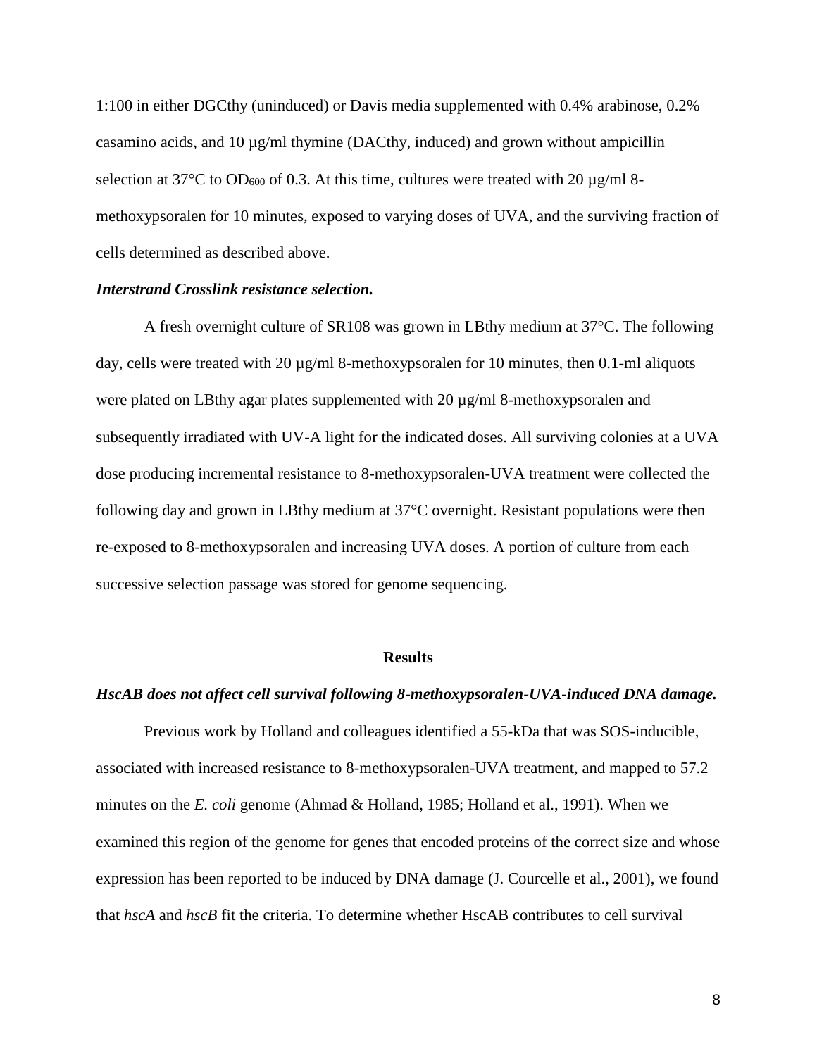1:100 in either DGCthy (uninduced) or Davis media supplemented with 0.4% arabinose, 0.2% casamino acids, and 10 µg/ml thymine (DACthy, induced) and grown without ampicillin selection at 37°C to $OD_{600}$ of 0.3. At this time, cultures were treated with 20 µg/ml 8-methoxypsoralen for 10 minutes, exposed to varying doses of UVA, and the surviving fraction of cells determined as described above.

***Interstrand Crosslink resistance selection.***

A fresh overnight culture of SR108 was grown in LBthy medium at 37°C. The following day, cells were treated with 20 µg/ml 8-methoxypsoralen for 10 minutes, then 0.1-ml aliquots were plated on LBthy agar plates supplemented with 20 µg/ml 8-methoxypsoralen and subsequently irradiated with UV-A light for the indicated doses. All surviving colonies at a UVA dose producing incremental resistance to 8-methoxypsoralen-UVA treatment were collected the following day and grown in LBthy medium at 37°C overnight. Resistant populations were then re-exposed to 8-methoxypsoralen and increasing UVA doses. A portion of culture from each successive selection passage was stored for genome sequencing.

## Results

***HscAB does not affect cell survival following 8-methoxypsoralen-UVA-induced DNA damage.***

Previous work by Holland and colleagues identified a 55-kDa that was SOS-inducible, associated with increased resistance to 8-methoxypsoralen-UVA treatment, and mapped to 57.2 minutes on the *E. coli* genome (Ahmad & Holland, 1985; Holland et al., 1991). When we examined this region of the genome for genes that encoded proteins of the correct size and whose expression has been reported to be induced by DNA damage (J. Courcelle et al., 2001), we found that *hscA* and *hscB* fit the criteria. To determine whether HscAB contributes to cell survival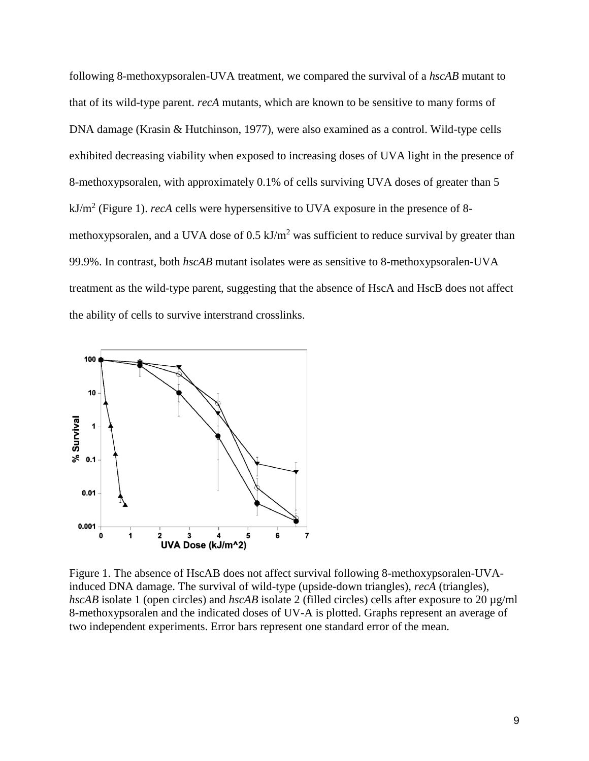following 8-methoxypsoralen-UVA treatment, we compared the survival of a *hscAB* mutant to that of its wild-type parent. *recA* mutants, which are known to be sensitive to many forms of DNA damage (Krasin & Hutchinson, 1977), were also examined as a control. Wild-type cells exhibited decreasing viability when exposed to increasing doses of UVA light in the presence of 8-methoxypsoralen, with approximately 0.1% of cells surviving UVA doses of greater than 5 $kJ/m^2$ (Figure 1). *recA* cells were hypersensitive to UVA exposure in the presence of 8-methoxypsoralen, and a UVA dose of 0.5 $kJ/m^2$ was sufficient to reduce survival by greater than 99.9%. In contrast, both *hscAB* mutant isolates were as sensitive to 8-methoxypsoralen-UVA treatment as the wild-type parent, suggesting that the absence of HscA and HscB does not affect the ability of cells to survive interstrand crosslinks.

Figure 1. The absence of HscAB does not affect survival following 8-methoxypsoralen-UVA-induced DNA damage. The survival of wild-type (upside-down triangles), *recA* (triangles), *hscAB* isolate 1 (open circles) and *hscAB* isolate 2 (filled circles) cells after exposure to 20 µg/ml 8-methoxypsoralen and the indicated doses of UV-A is plotted. Graphs represent an average of two independent experiments. Error bars represent one standard error of the mean.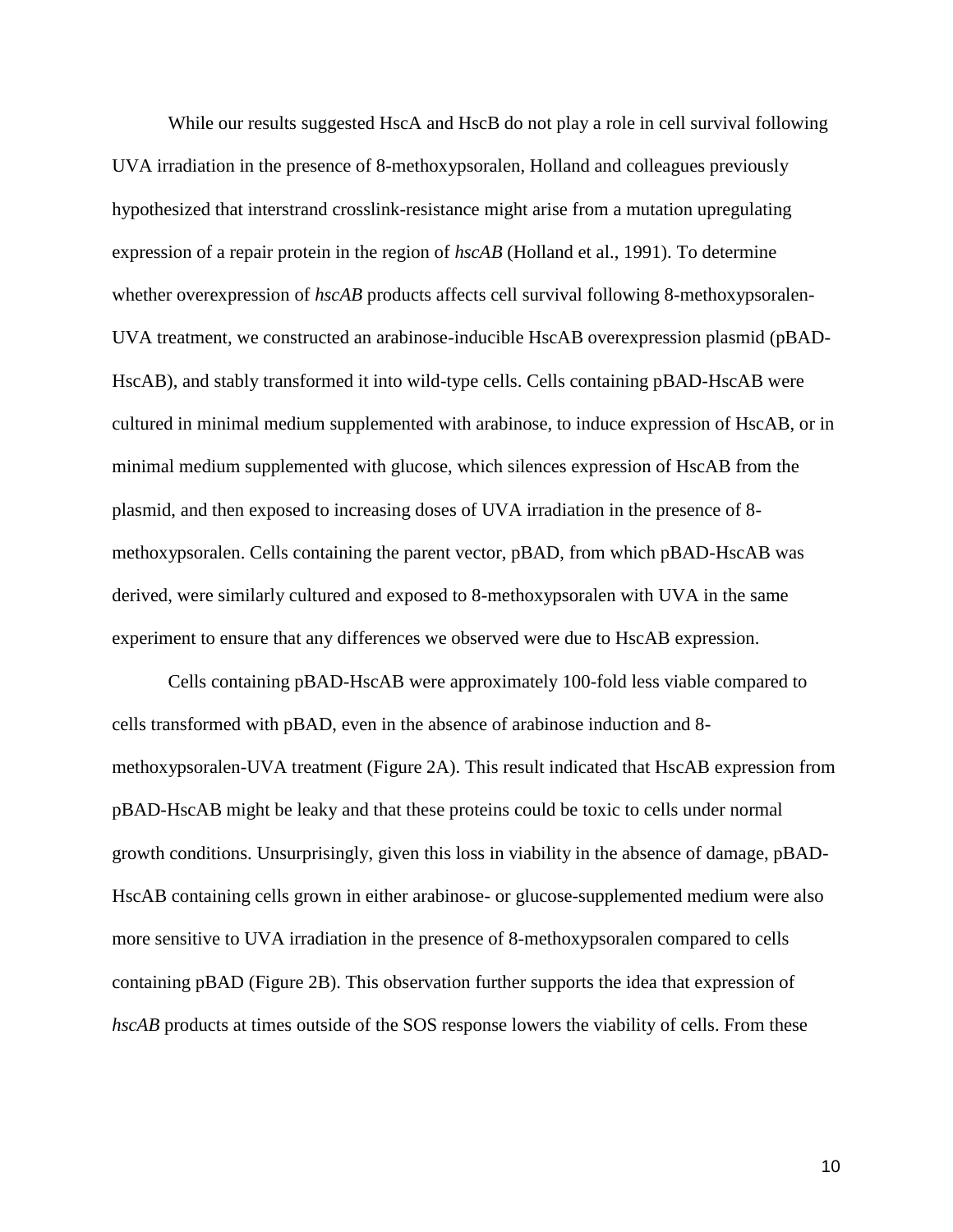While our results suggested HscA and HscB do not play a role in cell survival following UVA irradiation in the presence of 8-methoxypsoralen, Holland and colleagues previously hypothesized that interstrand crosslink-resistance might arise from a mutation upregulating expression of a repair protein in the region of *hscAB* (Holland et al., 1991). To determine whether overexpression of *hscAB* products affects cell survival following 8-methoxypsoralen-UVA treatment, we constructed an arabinose-inducible HscAB overexpression plasmid (pBAD-HscAB), and stably transformed it into wild-type cells. Cells containing pBAD-HscAB were cultured in minimal medium supplemented with arabinose, to induce expression of HscAB, or in minimal medium supplemented with glucose, which silences expression of HscAB from the plasmid, and then exposed to increasing doses of UVA irradiation in the presence of 8-methoxypsoralen. Cells containing the parent vector, pBAD, from which pBAD-HscAB was derived, were similarly cultured and exposed to 8-methoxypsoralen with UVA in the same experiment to ensure that any differences we observed were due to HscAB expression.

Cells containing pBAD-HscAB were approximately 100-fold less viable compared to cells transformed with pBAD, even in the absence of arabinose induction and 8-methoxypsoralen-UVA treatment (Figure 2A). This result indicated that HscAB expression from pBAD-HscAB might be leaky and that these proteins could be toxic to cells under normal growth conditions. Unsurprisingly, given this loss in viability in the absence of damage, pBAD-HscAB containing cells grown in either arabinose- or glucose-supplemented medium were also more sensitive to UVA irradiation in the presence of 8-methoxypsoralen compared to cells containing pBAD (Figure 2B). This observation further supports the idea that expression of *hscAB* products at times outside of the SOS response lowers the viability of cells. From these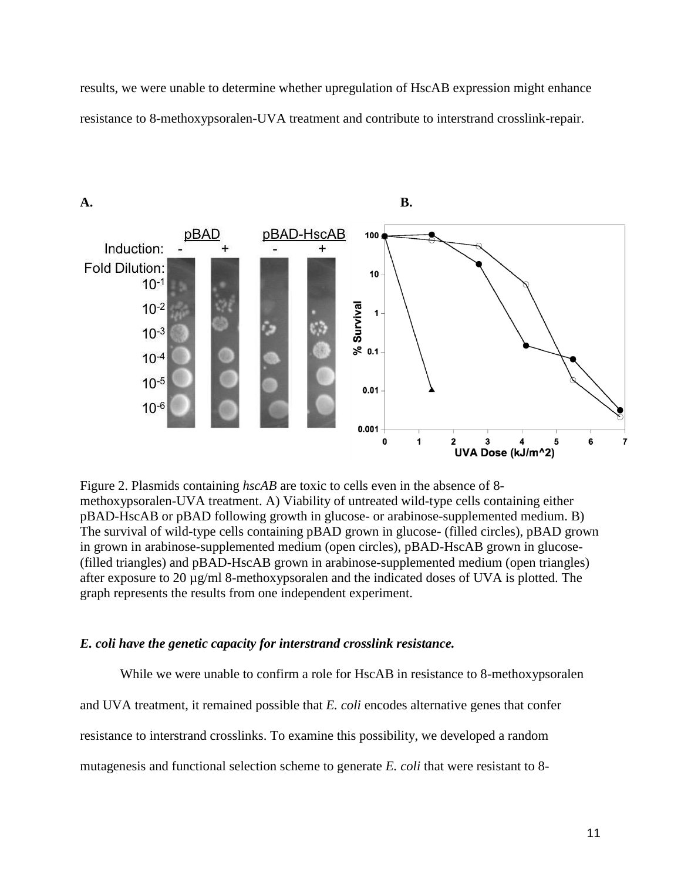results, we were unable to determine whether upregulation of HscAB expression might enhance resistance to 8-methoxypsoralen-UVA treatment and contribute to interstrand crosslink-repair.

Figure 2. Plasmids containing *hscAB* are toxic to cells even in the absence of 8-methoxypsoralen-UVA treatment. A) Viability of untreated wild-type cells containing either pBAD-HscAB or pBAD following growth in glucose- or arabinose-supplemented medium. B) The survival of wild-type cells containing pBAD grown in glucose- (filled circles), pBAD grown in grown in arabinose-supplemented medium (open circles), pBAD-HscAB grown in glucose- (filled triangles) and pBAD-HscAB grown in arabinose-supplemented medium (open triangles) after exposure to 20 µg/ml 8-methoxypsoralen and the indicated doses of UVA is plotted. The graph represents the results from one independent experiment.

### *E. coli have the genetic capacity for interstrand crosslink resistance.*

While we were unable to confirm a role for HscAB in resistance to 8-methoxypsoralen and UVA treatment, it remained possible that *E. coli* encodes alternative genes that confer resistance to interstrand crosslinks. To examine this possibility, we developed a random mutagenesis and functional selection scheme to generate *E. coli* that were resistant to 8-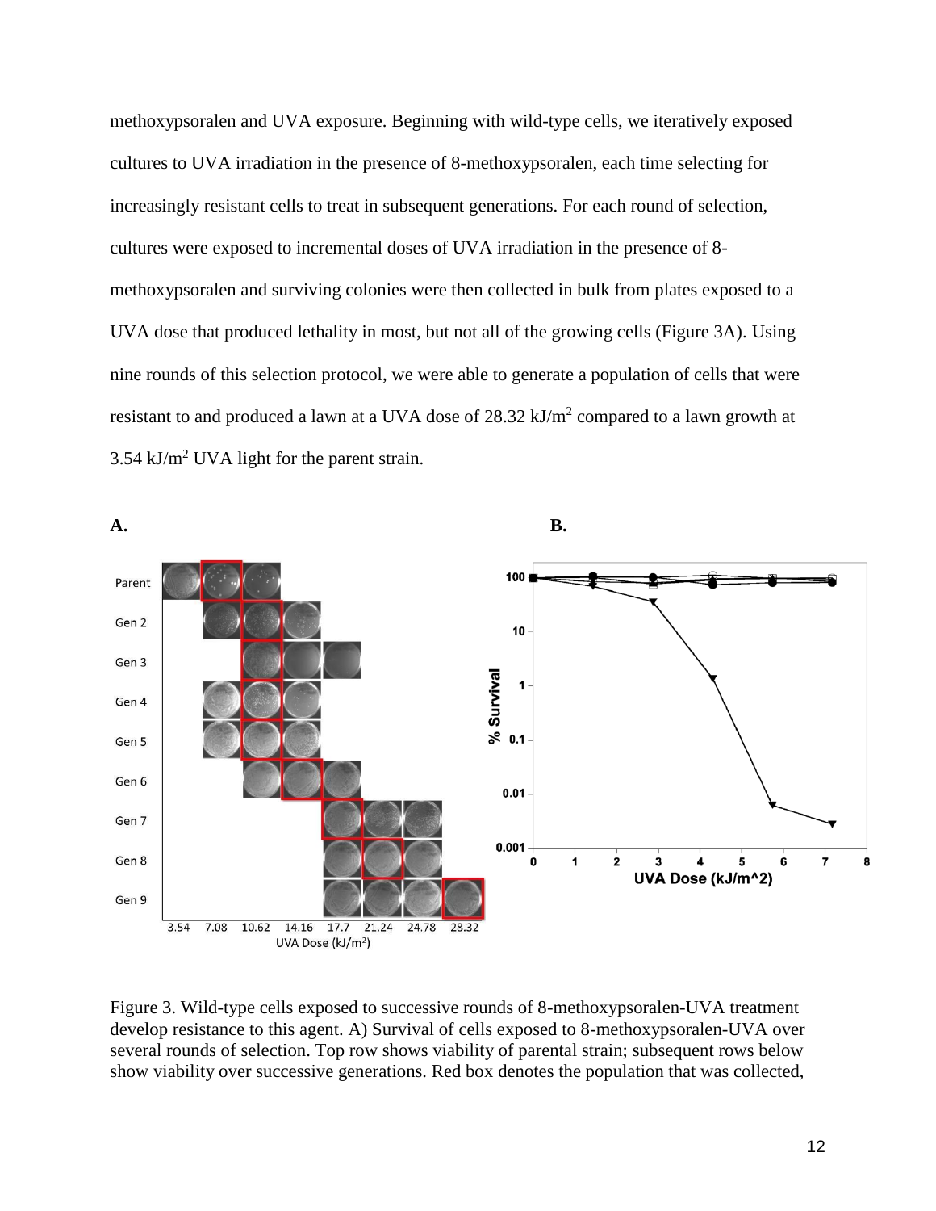methoxypsoralen and UVA exposure. Beginning with wild-type cells, we iteratively exposed cultures to UVA irradiation in the presence of 8-methoxypsoralen, each time selecting for increasingly resistant cells to treat in subsequent generations. For each round of selection, cultures were exposed to incremental doses of UVA irradiation in the presence of 8-methoxypsoralen and surviving colonies were then collected in bulk from plates exposed to a UVA dose that produced lethality in most, but not all of the growing cells (Figure 3A). Using nine rounds of this selection protocol, we were able to generate a population of cells that were resistant to and produced a lawn at a UVA dose of 28.32 kJ/m$^2$ compared to a lawn growth at 3.54 kJ/m$^2$ UVA light for the parent strain.

Figure 3. Wild-type cells exposed to successive rounds of 8-methoxypsoralen-UVA treatment develop resistance to this agent. A) Survival of cells exposed to 8-methoxypsoralen-UVA over several rounds of selection. Top row shows viability of parental strain; subsequent rows below show viability over successive generations. Red box denotes the population that was collected,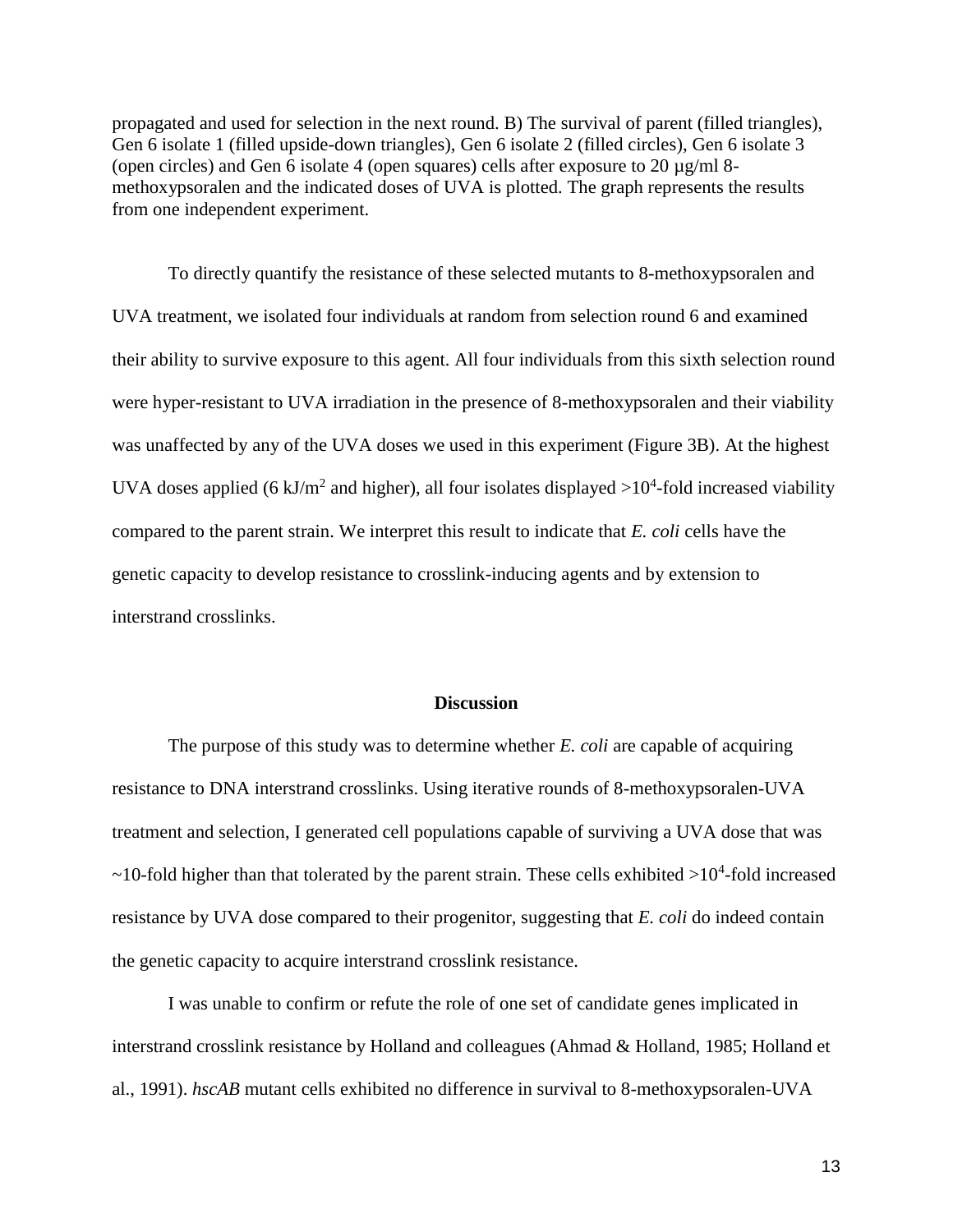propagated and used for selection in the next round. B) The survival of parent (filled triangles), Gen 6 isolate 1 (filled upside-down triangles), Gen 6 isolate 2 (filled circles), Gen 6 isolate 3 (open circles) and Gen 6 isolate 4 (open squares) cells after exposure to 20 µg/ml 8-methoxypsoralen and the indicated doses of UVA is plotted. The graph represents the results from one independent experiment.

To directly quantify the resistance of these selected mutants to 8-methoxypsoralen and UVA treatment, we isolated four individuals at random from selection round 6 and examined their ability to survive exposure to this agent. All four individuals from this sixth selection round were hyper-resistant to UVA irradiation in the presence of 8-methoxypsoralen and their viability was unaffected by any of the UVA doses we used in this experiment (Figure 3B). At the highest UVA doses applied (6 $kJ/m^2$ and higher), all four isolates displayed $>10^4$-fold increased viability compared to the parent strain. We interpret this result to indicate that *E. coli* cells have the genetic capacity to develop resistance to crosslink-inducing agents and by extension to interstrand crosslinks.

## Discussion

The purpose of this study was to determine whether *E. coli* are capable of acquiring resistance to DNA interstrand crosslinks. Using iterative rounds of 8-methoxypsoralen-UVA treatment and selection, I generated cell populations capable of surviving a UVA dose that was ~10-fold higher than that tolerated by the parent strain. These cells exhibited $>10^4$-fold increased resistance by UVA dose compared to their progenitor, suggesting that *E. coli* do indeed contain the genetic capacity to acquire interstrand crosslink resistance.

I was unable to confirm or refute the role of one set of candidate genes implicated in interstrand crosslink resistance by Holland and colleagues (Ahmad & Holland, 1985; Holland et al., 1991). *hscAB* mutant cells exhibited no difference in survival to 8-methoxypsoralen-UVA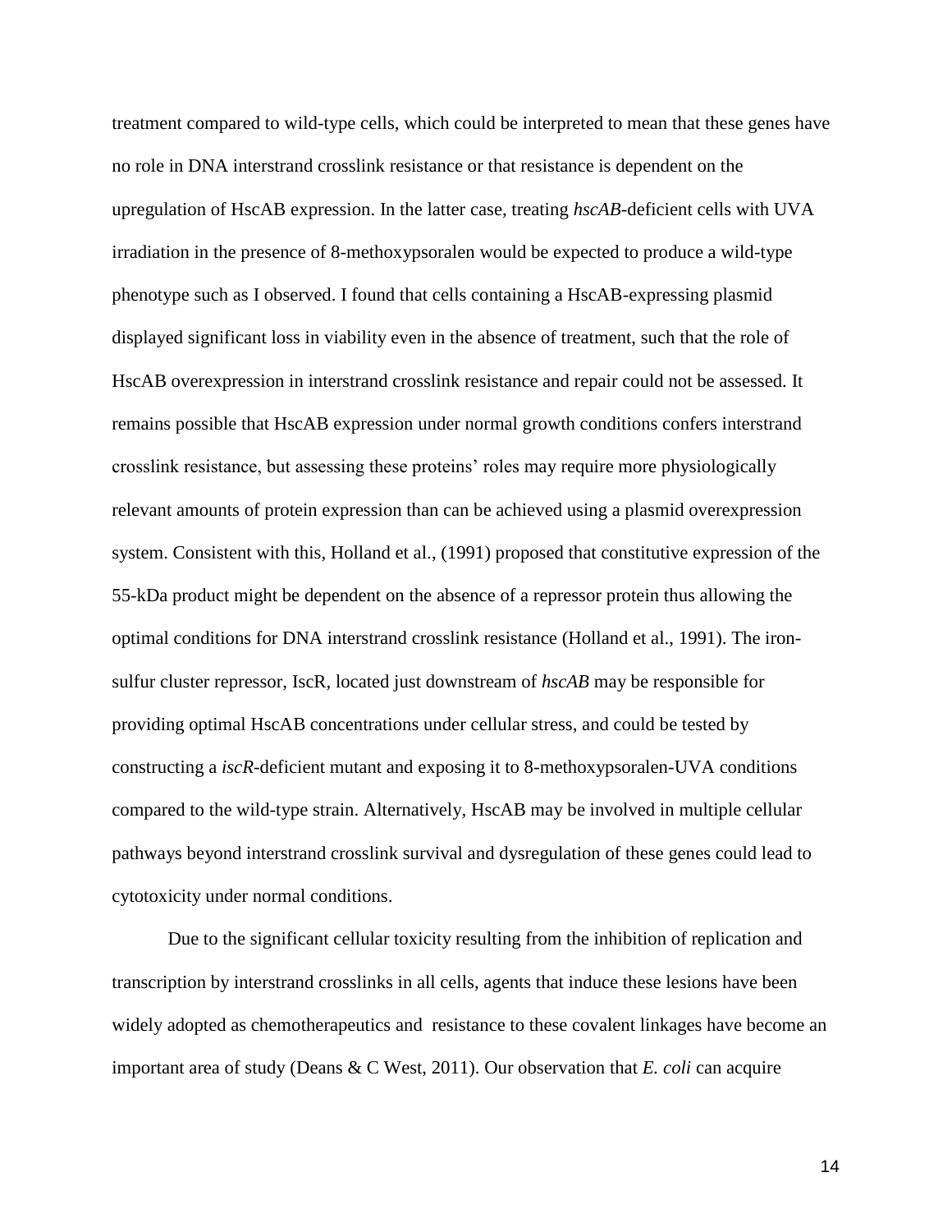treatment compared to wild-type cells, which could be interpreted to mean that these genes have no role in DNA interstrand crosslink resistance or that resistance is dependent on the upregulation of HscAB expression. In the latter case, treating *hscAB*-deficient cells with UVA irradiation in the presence of 8-methoxypsoralen would be expected to produce a wild-type phenotype such as I observed. I found that cells containing a HscAB-expressing plasmid displayed significant loss in viability even in the absence of treatment, such that the role of HscAB overexpression in interstrand crosslink resistance and repair could not be assessed. It remains possible that HscAB expression under normal growth conditions confers interstrand crosslink resistance, but assessing these proteins' roles may require more physiologically relevant amounts of protein expression than can be achieved using a plasmid overexpression system. Consistent with this, Holland et al., (1991) proposed that constitutive expression of the 55-kDa product might be dependent on the absence of a repressor protein thus allowing the optimal conditions for DNA interstrand crosslink resistance (Holland et al., 1991). The iron-sulfur cluster repressor, IscR, located just downstream of *hscAB* may be responsible for providing optimal HscAB concentrations under cellular stress, and could be tested by constructing a *iscR*-deficient mutant and exposing it to 8-methoxypsoralen-UVA conditions compared to the wild-type strain. Alternatively, HscAB may be involved in multiple cellular pathways beyond interstrand crosslink survival and dysregulation of these genes could lead to cytotoxicity under normal conditions.

Due to the significant cellular toxicity resulting from the inhibition of replication and transcription by interstrand crosslinks in all cells, agents that induce these lesions have been widely adopted as chemotherapeutics and resistance to these covalent linkages have become an important area of study (Deans & C West, 2011). Our observation that *E. coli* can acquire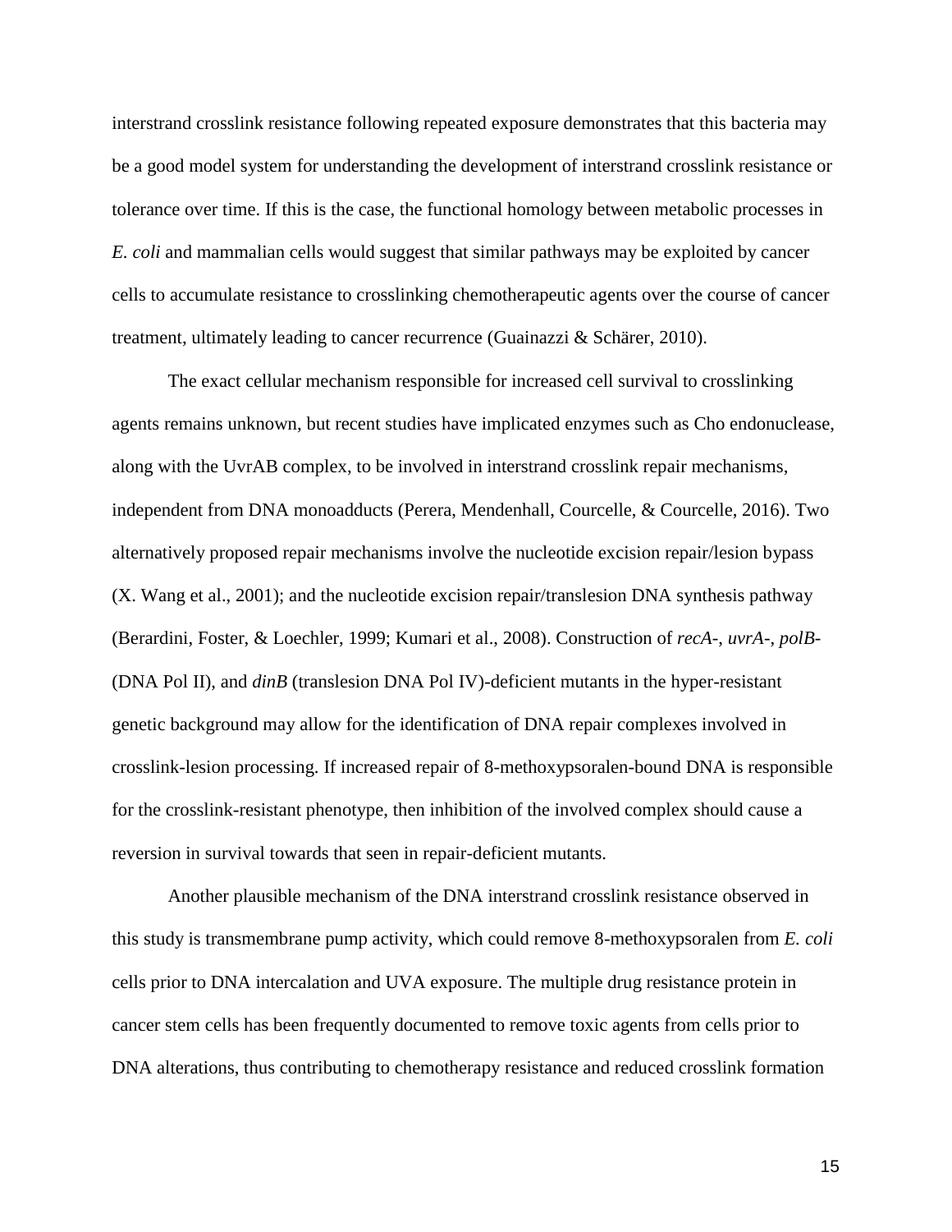interstrand crosslink resistance following repeated exposure demonstrates that this bacteria may be a good model system for understanding the development of interstrand crosslink resistance or tolerance over time. If this is the case, the functional homology between metabolic processes in *E. coli* and mammalian cells would suggest that similar pathways may be exploited by cancer cells to accumulate resistance to crosslinking chemotherapeutic agents over the course of cancer treatment, ultimately leading to cancer recurrence (Guainazzi & Schärer, 2010).

The exact cellular mechanism responsible for increased cell survival to crosslinking agents remains unknown, but recent studies have implicated enzymes such as Cho endonuclease, along with the UvrAB complex, to be involved in interstrand crosslink repair mechanisms, independent from DNA monoadducts (Perera, Mendenhall, Courcelle, & Courcelle, 2016). Two alternatively proposed repair mechanisms involve the nucleotide excision repair/lesion bypass (X. Wang et al., 2001); and the nucleotide excision repair/translesion DNA synthesis pathway (Berardini, Foster, & Loechler, 1999; Kumari et al., 2008). Construction of *recA-*, *uvrA-*, *polB-* (DNA Pol II), and *dinB* (translesion DNA Pol IV)-deficient mutants in the hyper-resistant genetic background may allow for the identification of DNA repair complexes involved in crosslink-lesion processing. If increased repair of 8-methoxypsoralen-bound DNA is responsible for the crosslink-resistant phenotype, then inhibition of the involved complex should cause a reversion in survival towards that seen in repair-deficient mutants.

Another plausible mechanism of the DNA interstrand crosslink resistance observed in this study is transmembrane pump activity, which could remove 8-methoxypsoralen from *E. coli* cells prior to DNA intercalation and UVA exposure. The multiple drug resistance protein in cancer stem cells has been frequently documented to remove toxic agents from cells prior to DNA alterations, thus contributing to chemotherapy resistance and reduced crosslink formation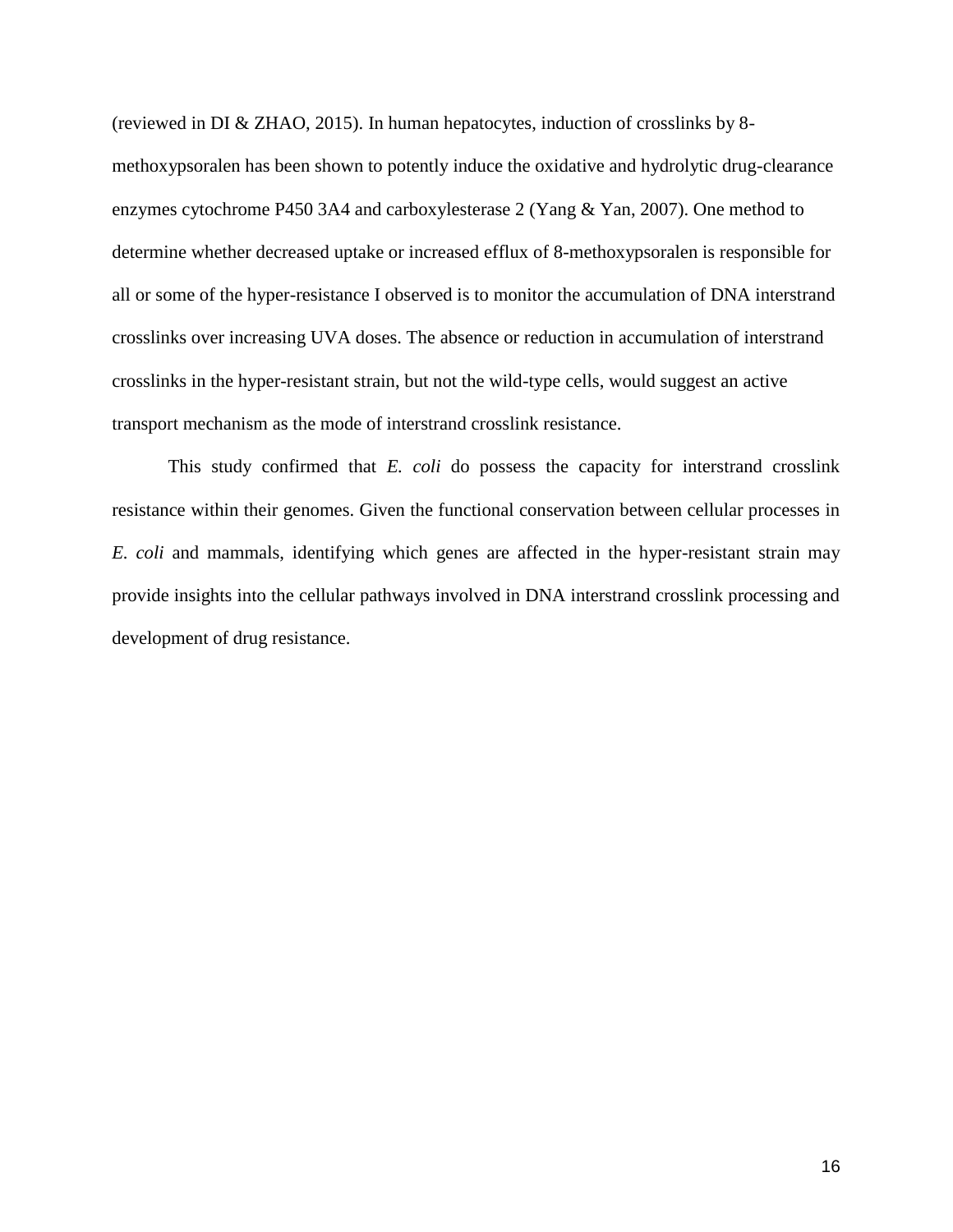(reviewed in DI & ZHAO, 2015). In human hepatocytes, induction of crosslinks by 8-methoxypsoralen has been shown to potently induce the oxidative and hydrolytic drug-clearance enzymes cytochrome P450 3A4 and carboxylesterase 2 (Yang & Yan, 2007). One method to determine whether decreased uptake or increased efflux of 8-methoxypsoralen is responsible for all or some of the hyper-resistance I observed is to monitor the accumulation of DNA interstrand crosslinks over increasing UVA doses. The absence or reduction in accumulation of interstrand crosslinks in the hyper-resistant strain, but not the wild-type cells, would suggest an active transport mechanism as the mode of interstrand crosslink resistance.

This study confirmed that *E. coli* do possess the capacity for interstrand crosslink resistance within their genomes. Given the functional conservation between cellular processes in *E. coli* and mammals, identifying which genes are affected in the hyper-resistant strain may provide insights into the cellular pathways involved in DNA interstrand crosslink processing and development of drug resistance.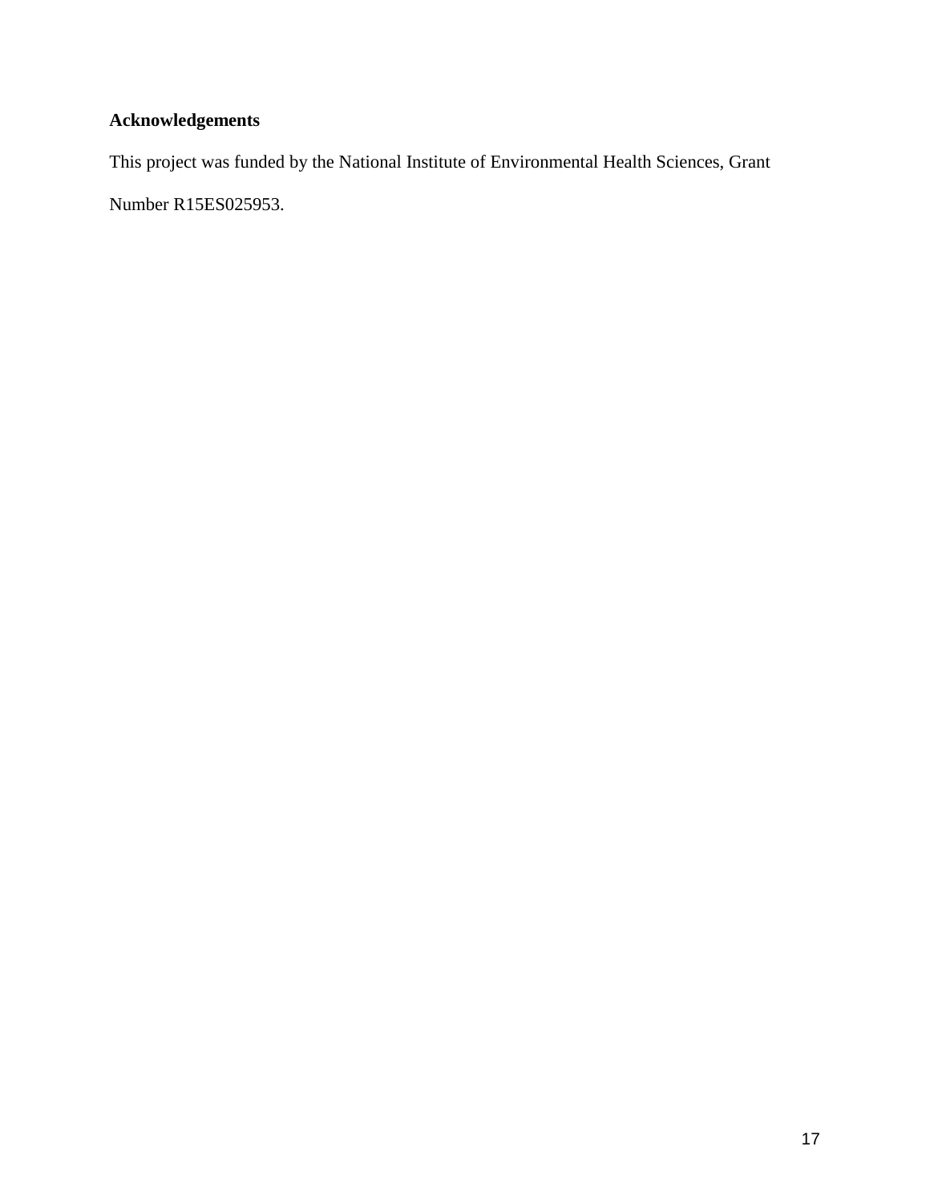**Acknowledgements**

This project was funded by the National Institute of Environmental Health Sciences, Grant Number R15ES025953.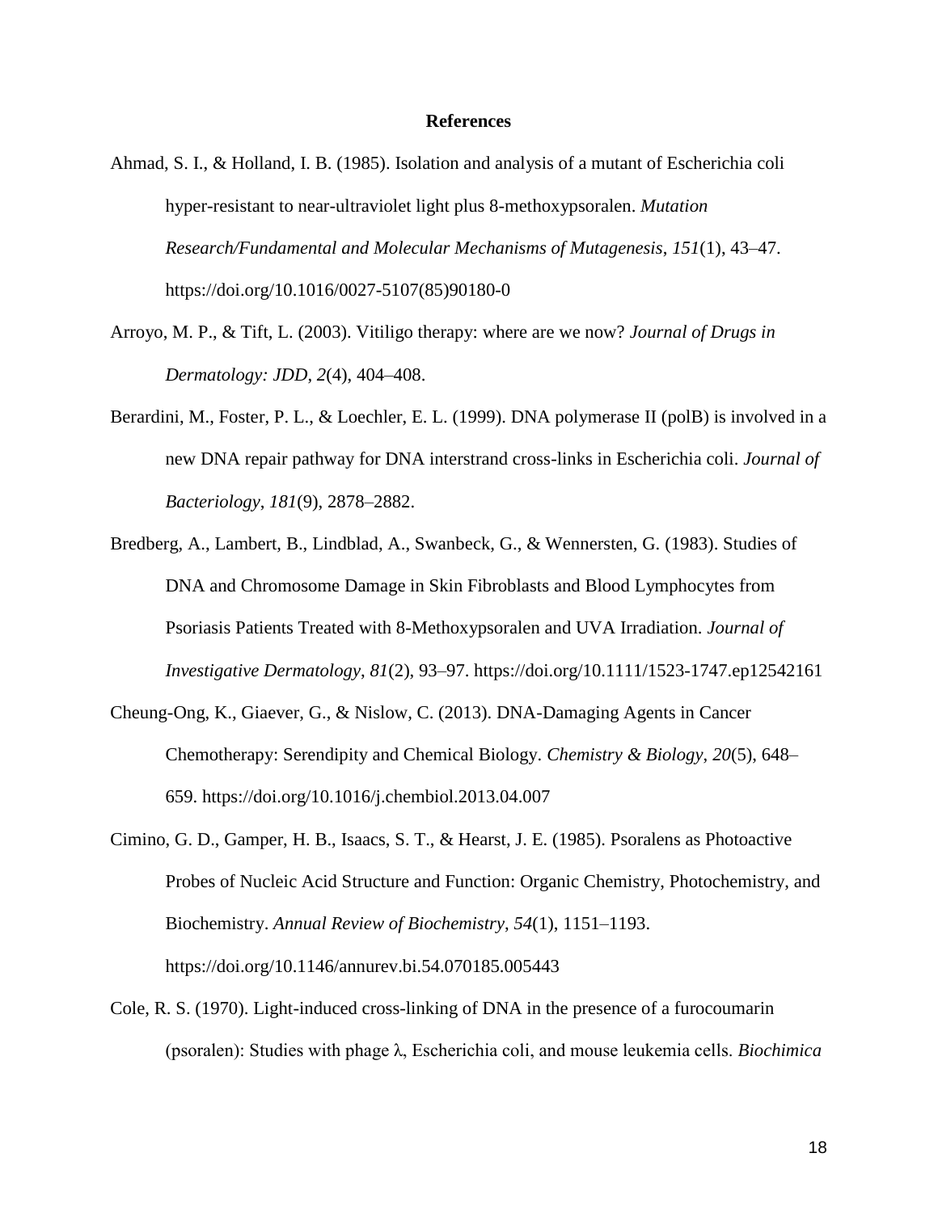## References

Ahmad, S. I., & Holland, I. B. (1985). Isolation and analysis of a mutant of Escherichia coli hyper-resistant to near-ultraviolet light plus 8-methoxypsoralen. *Mutation Research/Fundamental and Molecular Mechanisms of Mutagenesis*, *151*(1), 43–47. https://doi.org/10.1016/0027-5107(85)90180-0

Arroyo, M. P., & Tift, L. (2003). Vitiligo therapy: where are we now? *Journal of Drugs in Dermatology: JDD*, *2*(4), 404–408.

Berardini, M., Foster, P. L., & Loechler, E. L. (1999). DNA polymerase II (polB) is involved in a new DNA repair pathway for DNA interstrand cross-links in Escherichia coli. *Journal of Bacteriology*, *181*(9), 2878–2882.

Bredberg, A., Lambert, B., Lindblad, A., Swanbeck, G., & Wennersten, G. (1983). Studies of DNA and Chromosome Damage in Skin Fibroblasts and Blood Lymphocytes from Psoriasis Patients Treated with 8-Methoxypsoralen and UVA Irradiation. *Journal of Investigative Dermatology*, *81*(2), 93–97. https://doi.org/10.1111/1523-1747.ep12542161

Cheung-Ong, K., Giaever, G., & Nislow, C. (2013). DNA-Damaging Agents in Cancer Chemotherapy: Serendipity and Chemical Biology. *Chemistry & Biology*, *20*(5), 648–659. https://doi.org/10.1016/j.chembiol.2013.04.007

Cimino, G. D., Gamper, H. B., Isaacs, S. T., & Hearst, J. E. (1985). Psoralens as Photoactive Probes of Nucleic Acid Structure and Function: Organic Chemistry, Photochemistry, and Biochemistry. *Annual Review of Biochemistry*, *54*(1), 1151–1193. https://doi.org/10.1146/annurev.bi.54.070185.005443

Cole, R. S. (1970). Light-induced cross-linking of DNA in the presence of a furocoumarin (psoralen): Studies with phage λ, Escherichia coli, and mouse leukemia cells. *Biochimica*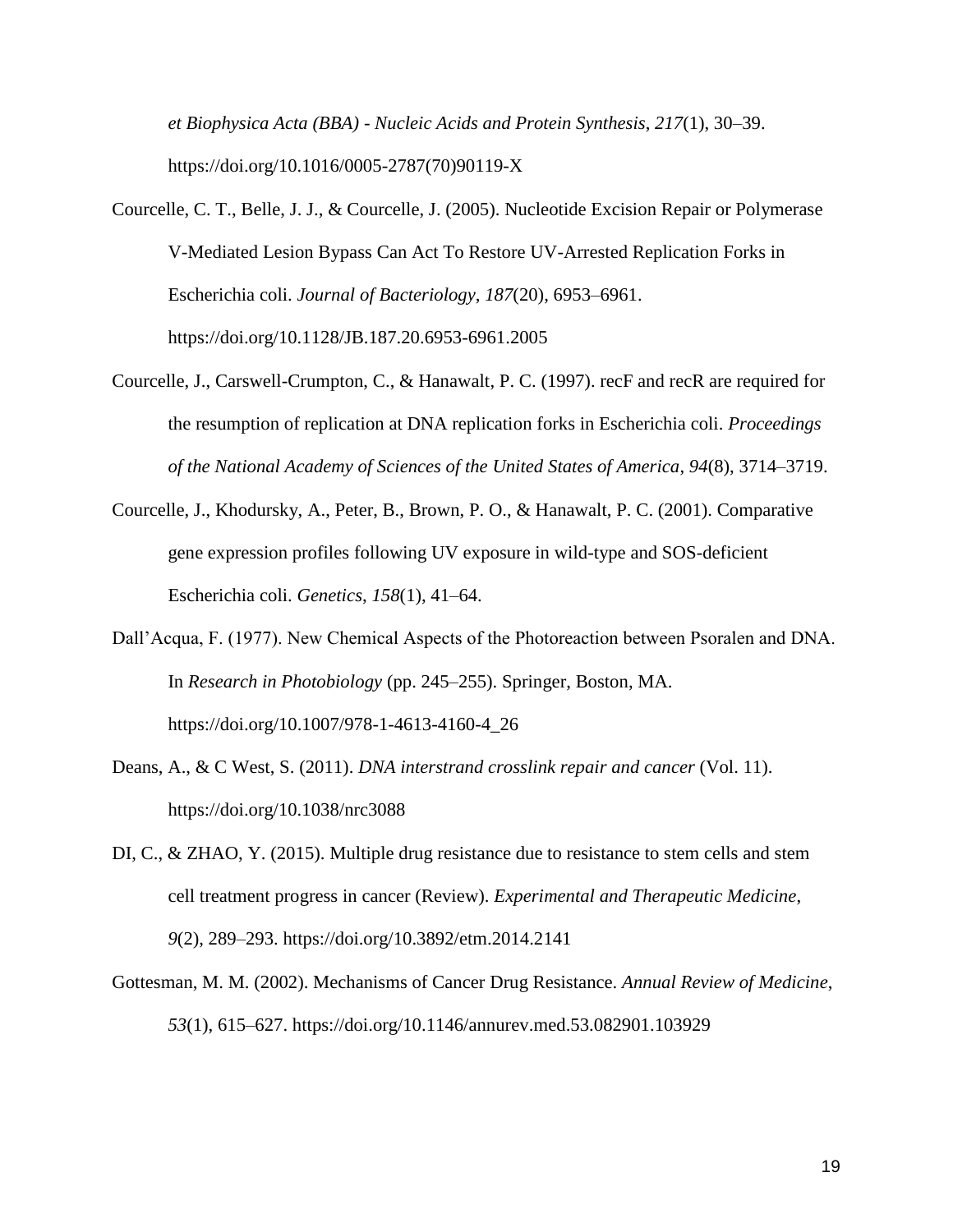*et Biophysica Acta (BBA) - Nucleic Acids and Protein Synthesis*, *217*(1), 30–39. https://doi.org/10.1016/0005-2787(70)90119-X

Courcelle, C. T., Belle, J. J., & Courcelle, J. (2005). Nucleotide Excision Repair or Polymerase V-Mediated Lesion Bypass Can Act To Restore UV-Arrested Replication Forks in Escherichia coli. *Journal of Bacteriology*, *187*(20), 6953–6961. https://doi.org/10.1128/JB.187.20.6953-6961.2005

Courcelle, J., Carswell-Crumpton, C., & Hanawalt, P. C. (1997). recF and recR are required for the resumption of replication at DNA replication forks in Escherichia coli. *Proceedings of the National Academy of Sciences of the United States of America*, *94*(8), 3714–3719.

Courcelle, J., Khodursky, A., Peter, B., Brown, P. O., & Hanawalt, P. C. (2001). Comparative gene expression profiles following UV exposure in wild-type and SOS-deficient Escherichia coli. *Genetics*, *158*(1), 41–64.

Dall'Acqua, F. (1977). New Chemical Aspects of the Photoreaction between Psoralen and DNA. In *Research in Photobiology* (pp. 245–255). Springer, Boston, MA. https://doi.org/10.1007/978-1-4613-4160-4_26

Deans, A., & C West, S. (2011). *DNA interstrand crosslink repair and cancer* (Vol. 11). https://doi.org/10.1038/nrc3088

DI, C., & ZHAO, Y. (2015). Multiple drug resistance due to resistance to stem cells and stem cell treatment progress in cancer (Review). *Experimental and Therapeutic Medicine*, *9*(2), 289–293. https://doi.org/10.3892/etm.2014.2141

Gottesman, M. M. (2002). Mechanisms of Cancer Drug Resistance. *Annual Review of Medicine*, *53*(1), 615–627. https://doi.org/10.1146/annurev.med.53.082901.103929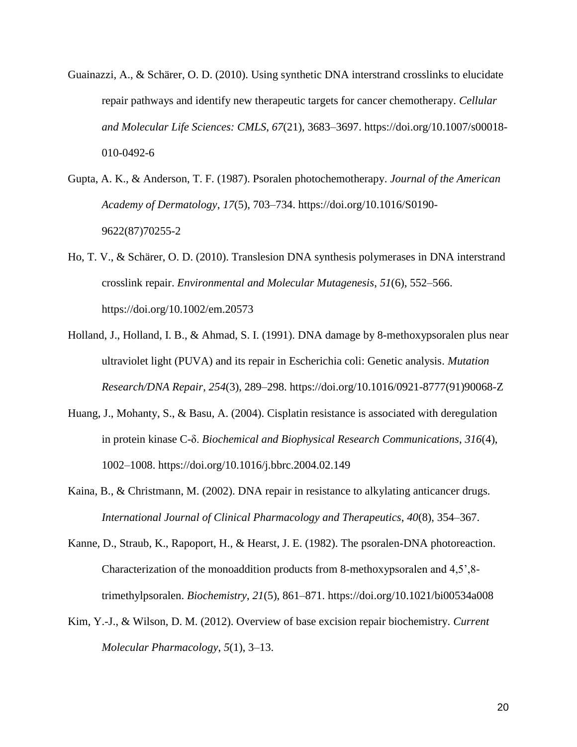Guainazzi, A., & Schärer, O. D. (2010). Using synthetic DNA interstrand crosslinks to elucidate repair pathways and identify new therapeutic targets for cancer chemotherapy. *Cellular and Molecular Life Sciences: CMLS*, *67*(21), 3683–3697. https://doi.org/10.1007/s00018-010-0492-6

Gupta, A. K., & Anderson, T. F. (1987). Psoralen photochemotherapy. *Journal of the American Academy of Dermatology*, *17*(5), 703–734. https://doi.org/10.1016/S0190-9622(87)70255-2

Ho, T. V., & Schärer, O. D. (2010). Translesion DNA synthesis polymerases in DNA interstrand crosslink repair. *Environmental and Molecular Mutagenesis*, *51*(6), 552–566. https://doi.org/10.1002/em.20573

Holland, J., Holland, I. B., & Ahmad, S. I. (1991). DNA damage by 8-methoxypsoralen plus near ultraviolet light (PUVA) and its repair in Escherichia coli: Genetic analysis. *Mutation Research/DNA Repair*, *254*(3), 289–298. https://doi.org/10.1016/0921-8777(91)90068-Z

Huang, J., Mohanty, S., & Basu, A. (2004). Cisplatin resistance is associated with deregulation in protein kinase C-δ. *Biochemical and Biophysical Research Communications*, *316*(4), 1002–1008. https://doi.org/10.1016/j.bbrc.2004.02.149

Kaina, B., & Christmann, M. (2002). DNA repair in resistance to alkylating anticancer drugs. *International Journal of Clinical Pharmacology and Therapeutics*, *40*(8), 354–367.

Kanne, D., Straub, K., Rapoport, H., & Hearst, J. E. (1982). The psoralen-DNA photoreaction. Characterization of the monoaddition products from 8-methoxypsoralen and 4,5',8-trimethylpsoralen. *Biochemistry*, *21*(5), 861–871. https://doi.org/10.1021/bi00534a008

Kim, Y.-J., & Wilson, D. M. (2012). Overview of base excision repair biochemistry. *Current Molecular Pharmacology*, *5*(1), 3–13.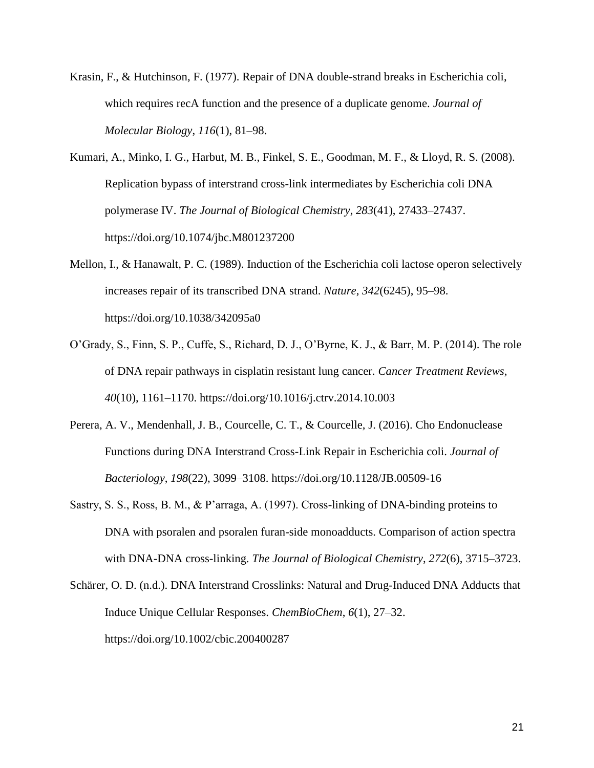Krasin, F., & Hutchinson, F. (1977). Repair of DNA double-strand breaks in Escherichia coli, which requires recA function and the presence of a duplicate genome. *Journal of Molecular Biology*, *116*(1), 81–98.

Kumari, A., Minko, I. G., Harbut, M. B., Finkel, S. E., Goodman, M. F., & Lloyd, R. S. (2008). Replication bypass of interstrand cross-link intermediates by Escherichia coli DNA polymerase IV. *The Journal of Biological Chemistry*, *283*(41), 27433–27437. https://doi.org/10.1074/jbc.M801237200

Mellon, I., & Hanawalt, P. C. (1989). Induction of the Escherichia coli lactose operon selectively increases repair of its transcribed DNA strand. *Nature*, *342*(6245), 95–98. https://doi.org/10.1038/342095a0

O'Grady, S., Finn, S. P., Cuffe, S., Richard, D. J., O'Byrne, K. J., & Barr, M. P. (2014). The role of DNA repair pathways in cisplatin resistant lung cancer. *Cancer Treatment Reviews*, *40*(10), 1161–1170. https://doi.org/10.1016/j.ctrv.2014.10.003

Perera, A. V., Mendenhall, J. B., Courcelle, C. T., & Courcelle, J. (2016). Cho Endonuclease Functions during DNA Interstrand Cross-Link Repair in Escherichia coli. *Journal of Bacteriology*, *198*(22), 3099–3108. https://doi.org/10.1128/JB.00509-16

Sastry, S. S., Ross, B. M., & P'arraga, A. (1997). Cross-linking of DNA-binding proteins to DNA with psoralen and psoralen furan-side monoadducts. Comparison of action spectra with DNA-DNA cross-linking. *The Journal of Biological Chemistry*, *272*(6), 3715–3723.

Schärer, O. D. (n.d.). DNA Interstrand Crosslinks: Natural and Drug-Induced DNA Adducts that Induce Unique Cellular Responses. *ChemBioChem*, *6*(1), 27–32. https://doi.org/10.1002/cbic.200400287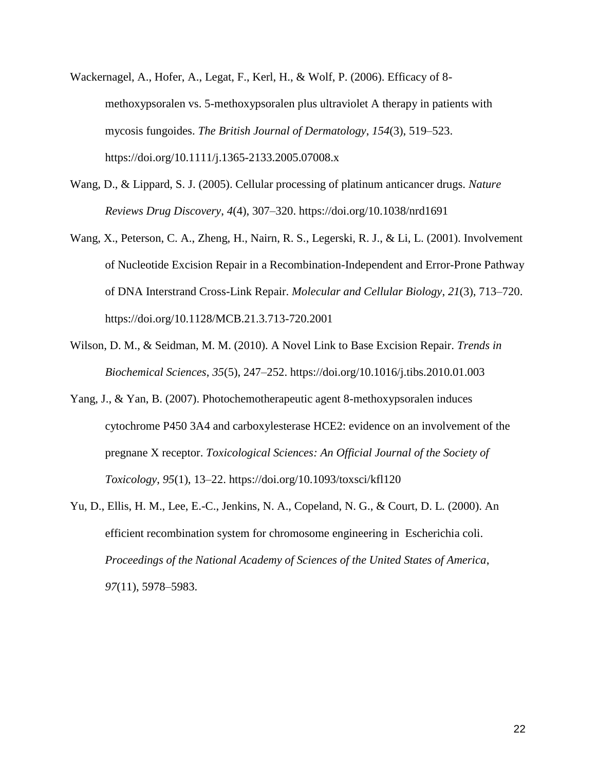Wackernagel, A., Hofer, A., Legat, F., Kerl, H., & Wolf, P. (2006). Efficacy of 8-methoxypsoralen vs. 5-methoxypsoralen plus ultraviolet A therapy in patients with mycosis fungoides. *The British Journal of Dermatology*, *154*(3), 519–523. https://doi.org/10.1111/j.1365-2133.2005.07008.x

Wang, D., & Lippard, S. J. (2005). Cellular processing of platinum anticancer drugs. *Nature Reviews Drug Discovery*, *4*(4), 307–320. https://doi.org/10.1038/nrd1691

Wang, X., Peterson, C. A., Zheng, H., Nairn, R. S., Legerski, R. J., & Li, L. (2001). Involvement of Nucleotide Excision Repair in a Recombination-Independent and Error-Prone Pathway of DNA Interstrand Cross-Link Repair. *Molecular and Cellular Biology*, *21*(3), 713–720. https://doi.org/10.1128/MCB.21.3.713-720.2001

Wilson, D. M., & Seidman, M. M. (2010). A Novel Link to Base Excision Repair. *Trends in Biochemical Sciences*, *35*(5), 247–252. https://doi.org/10.1016/j.tibs.2010.01.003

Yang, J., & Yan, B. (2007). Photochemotherapeutic agent 8-methoxypsoralen induces cytochrome P450 3A4 and carboxylesterase HCE2: evidence on an involvement of the pregnane X receptor. *Toxicological Sciences: An Official Journal of the Society of Toxicology*, *95*(1), 13–22. https://doi.org/10.1093/toxsci/kfl120

Yu, D., Ellis, H. M., Lee, E.-C., Jenkins, N. A., Copeland, N. G., & Court, D. L. (2000). An efficient recombination system for chromosome engineering in Escherichia coli. *Proceedings of the National Academy of Sciences of the United States of America*, *97*(11), 5978–5983.